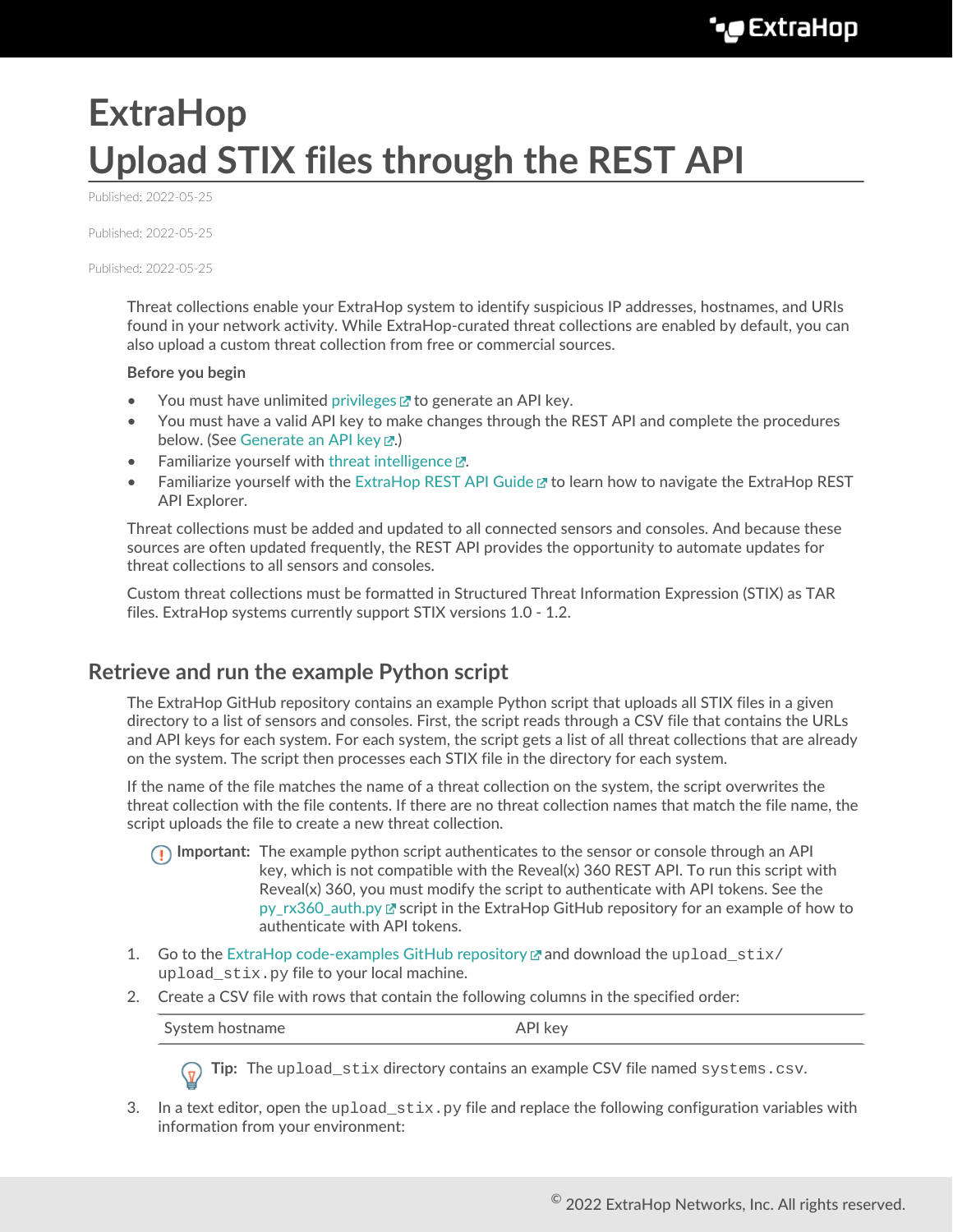# ExtraHop
# Upload STIX files through the REST API

Published: 2022-05-25

Published: 2022-05-25

Published: 2022-05-25

Threat collections enable your ExtraHop system to identify suspicious IP addresses, hostnames, and URIs found in your network activity. While ExtraHop-curated threat collections are enabled by default, you can also upload a custom threat collection from free or commercial sources.

**Before you begin**

- You must have unlimited privileges to generate an API key.
- You must have a valid API key to make changes through the REST API and complete the procedures below. (See Generate an API key.)
- Familiarize yourself with threat intelligence.
- Familiarize yourself with the ExtraHop REST API Guide to learn how to navigate the ExtraHop REST API Explorer.

Threat collections must be added and updated to all connected sensors and consoles. And because these sources are often updated frequently, the REST API provides the opportunity to automate updates for threat collections to all sensors and consoles.

Custom threat collections must be formatted in Structured Threat Information Expression (STIX) as TAR files. ExtraHop systems currently support STIX versions 1.0 - 1.2.

## Retrieve and run the example Python script

The ExtraHop GitHub repository contains an example Python script that uploads all STIX files in a given directory to a list of sensors and consoles. First, the script reads through a CSV file that contains the URLs and API keys for each system. For each system, the script gets a list of all threat collections that are already on the system. The script then processes each STIX file in the directory for each system.

If the name of the file matches the name of a threat collection on the system, the script overwrites the threat collection with the file contents. If there are no threat collection names that match the file name, the script uploads the file to create a new threat collection.

> **Important:** The example python script authenticates to the sensor or console through an API key, which is not compatible with the Reveal(x) 360 REST API. To run this script with Reveal(x) 360, you must modify the script to authenticate with API tokens. See the py_rx360_auth.py script in the ExtraHop GitHub repository for an example of how to authenticate with API tokens.

1. Go to the ExtraHop code-examples GitHub repository and download the `upload_stix/upload_stix.py` file to your local machine.
2. Create a CSV file with rows that contain the following columns in the specified order:

   | System hostname | API key |
   | --- | --- |

   > **Tip:** The `upload_stix` directory contains an example CSV file named `systems.csv`.

3. In a text editor, open the `upload_stix.py` file and replace the following configuration variables with information from your environment: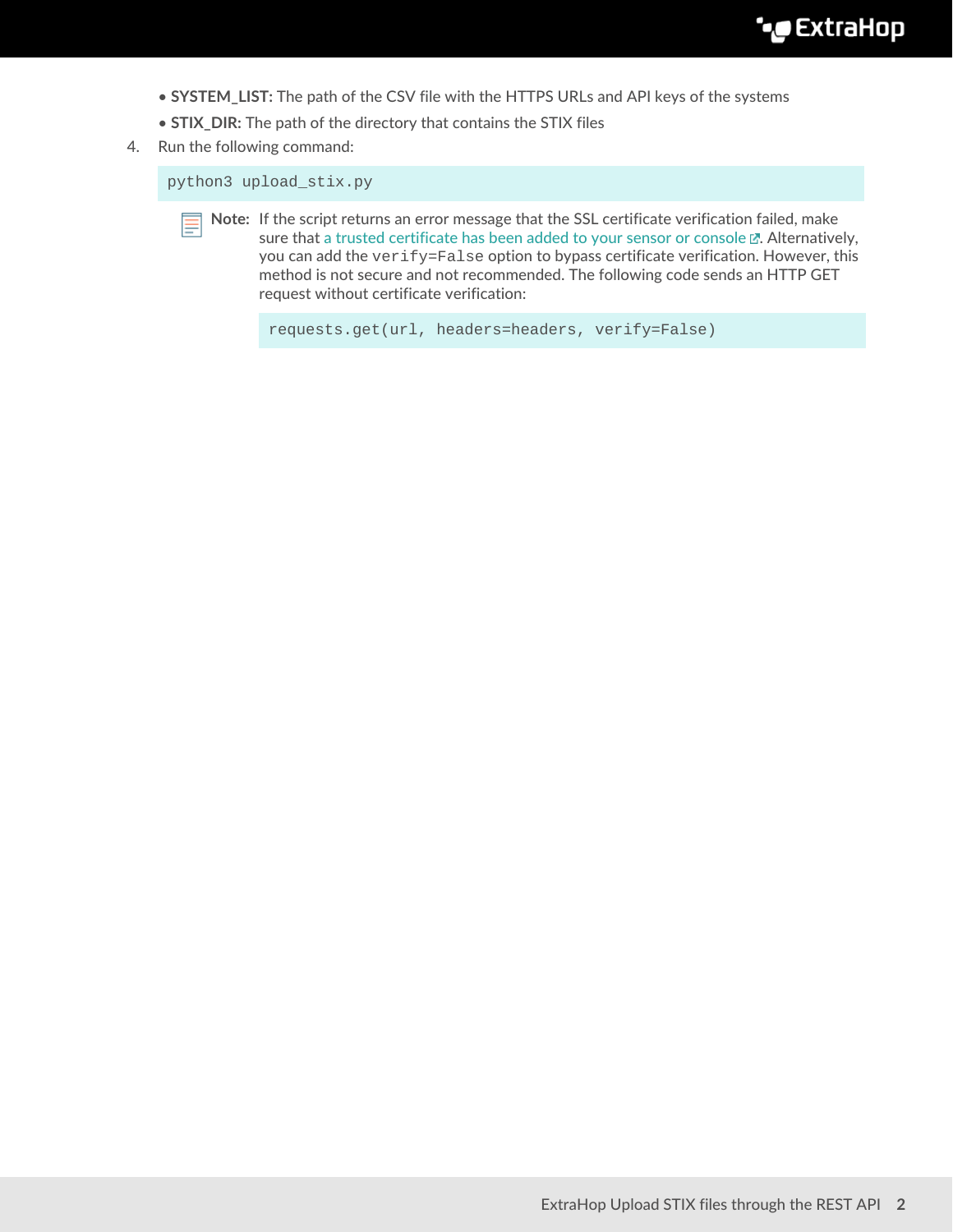- **SYSTEM_LIST:** The path of the CSV file with the HTTPS URLs and API keys of the systems
- **STIX_DIR:** The path of the directory that contains the STIX files

4. Run the following command:

```
python3 upload_stix.py
```

> **Note:** If the script returns an error message that the SSL certificate verification failed, make sure that a trusted certificate has been added to your sensor or console. Alternatively, you can add the `verify=False` option to bypass certificate verification. However, this method is not secure and not recommended. The following code sends an HTTP GET request without certificate verification:
>
> ```
> requests.get(url, headers=headers, verify=False)
> ```